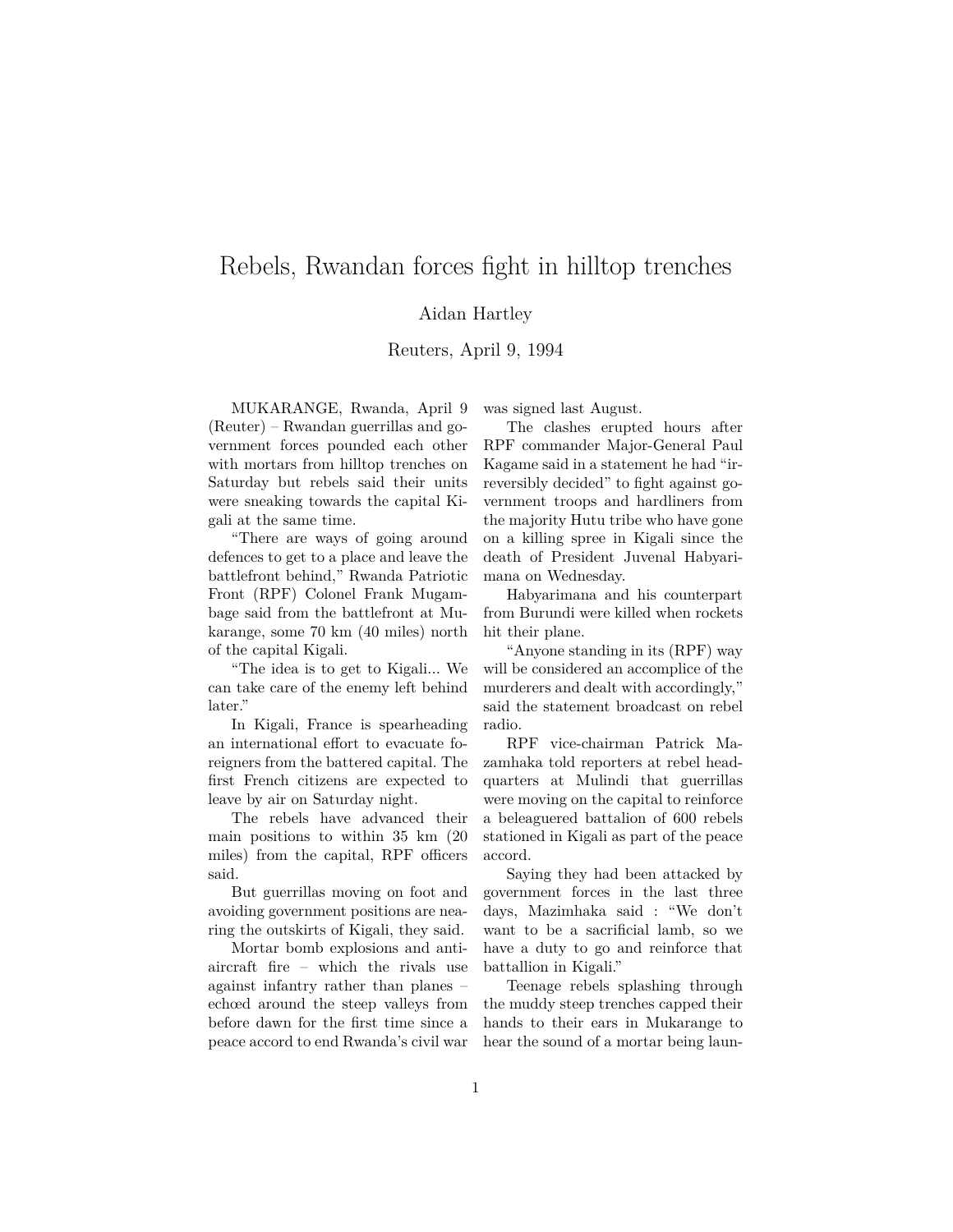# Rebels, Rwandan forces fight in hilltop trenches

Aidan Hartley

Reuters, April 9, 1994

MUKARANGE, Rwanda, April 9 (Reuter) – Rwandan guerrillas and government forces pounded each other with mortars from hilltop trenches on Saturday but rebels said their units were sneaking towards the capital Kigali at the same time.

"There are ways of going around defences to get to a place and leave the battlefront behind," Rwanda Patriotic Front (RPF) Colonel Frank Mugambage said from the battlefront at Mukarange, some 70 km (40 miles) north of the capital Kigali.

"The idea is to get to Kigali... We can take care of the enemy left behind later."

In Kigali, France is spearheading an international effort to evacuate foreigners from the battered capital. The first French citizens are expected to leave by air on Saturday night.

The rebels have advanced their main positions to within 35 km (20 miles) from the capital, RPF officers said.

But guerrillas moving on foot and avoiding government positions are nearing the outskirts of Kigali, they said.

Mortar bomb explosions and anti-aircraft fire – which the rivals use against infantry rather than planes – echœd around the steep valleys from before dawn for the first time since a peace accord to end Rwanda's civil war was signed last August.

The clashes erupted hours after RPF commander Major-General Paul Kagame said in a statement he had "irreversibly decided" to fight against government troops and hardliners from the majority Hutu tribe who have gone on a killing spree in Kigali since the death of President Juvenal Habyarimana on Wednesday.

Habyarimana and his counterpart from Burundi were killed when rockets hit their plane.

"Anyone standing in its (RPF) way will be considered an accomplice of the murderers and dealt with accordingly," said the statement broadcast on rebel radio.

RPF vice-chairman Patrick Mazamhaka told reporters at rebel headquarters at Mulindi that guerrillas were moving on the capital to reinforce a beleaguered battalion of 600 rebels stationed in Kigali as part of the peace accord.

Saying they had been attacked by government forces in the last three days, Mazimhaka said : "We don't want to be a sacrificial lamb, so we have a duty to go and reinforce that battallion in Kigali."

Teenage rebels splashing through the muddy steep trenches capped their hands to their ears in Mukarange to hear the sound of a mortar being laun-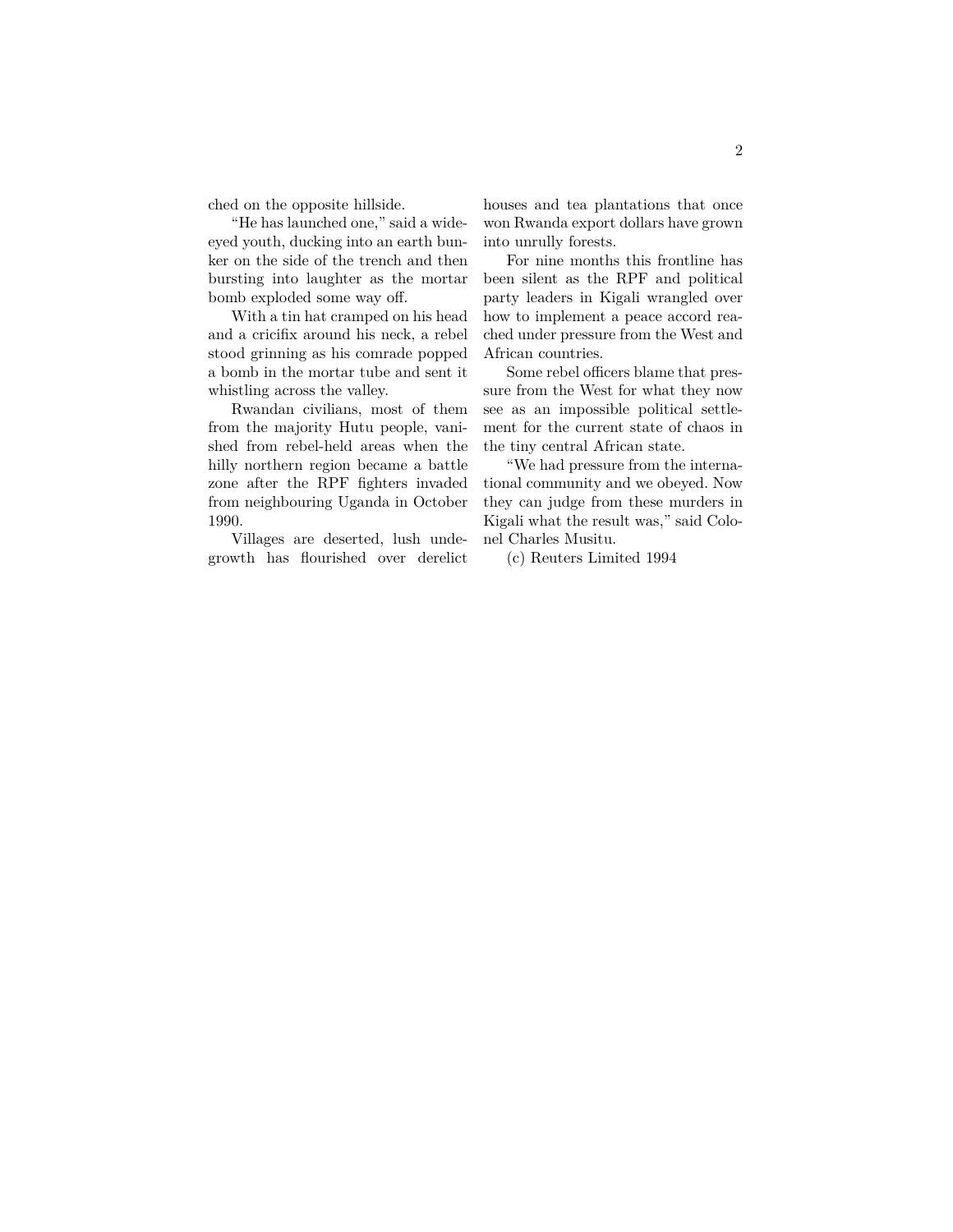ched on the opposite hillside.

"He has launched one," said a wide-eyed youth, ducking into an earth bunker on the side of the trench and then bursting into laughter as the mortar bomb exploded some way off.

With a tin hat cramped on his head and a cricifix around his neck, a rebel stood grinning as his comrade popped a bomb in the mortar tube and sent it whistling across the valley.

Rwandan civilians, most of them from the majority Hutu people, vanished from rebel-held areas when the hilly northern region became a battle zone after the RPF fighters invaded from neighbouring Uganda in October 1990.

Villages are deserted, lush undegrowth has flourished over derelict houses and tea plantations that once won Rwanda export dollars have grown into unrully forests.

For nine months this frontline has been silent as the RPF and political party leaders in Kigali wrangled over how to implement a peace accord reached under pressure from the West and African countries.

Some rebel officers blame that pressure from the West for what they now see as an impossible political settlement for the current state of chaos in the tiny central African state.

"We had pressure from the international community and we obeyed. Now they can judge from these murders in Kigali what the result was," said Colonel Charles Musitu.

(c) Reuters Limited 1994